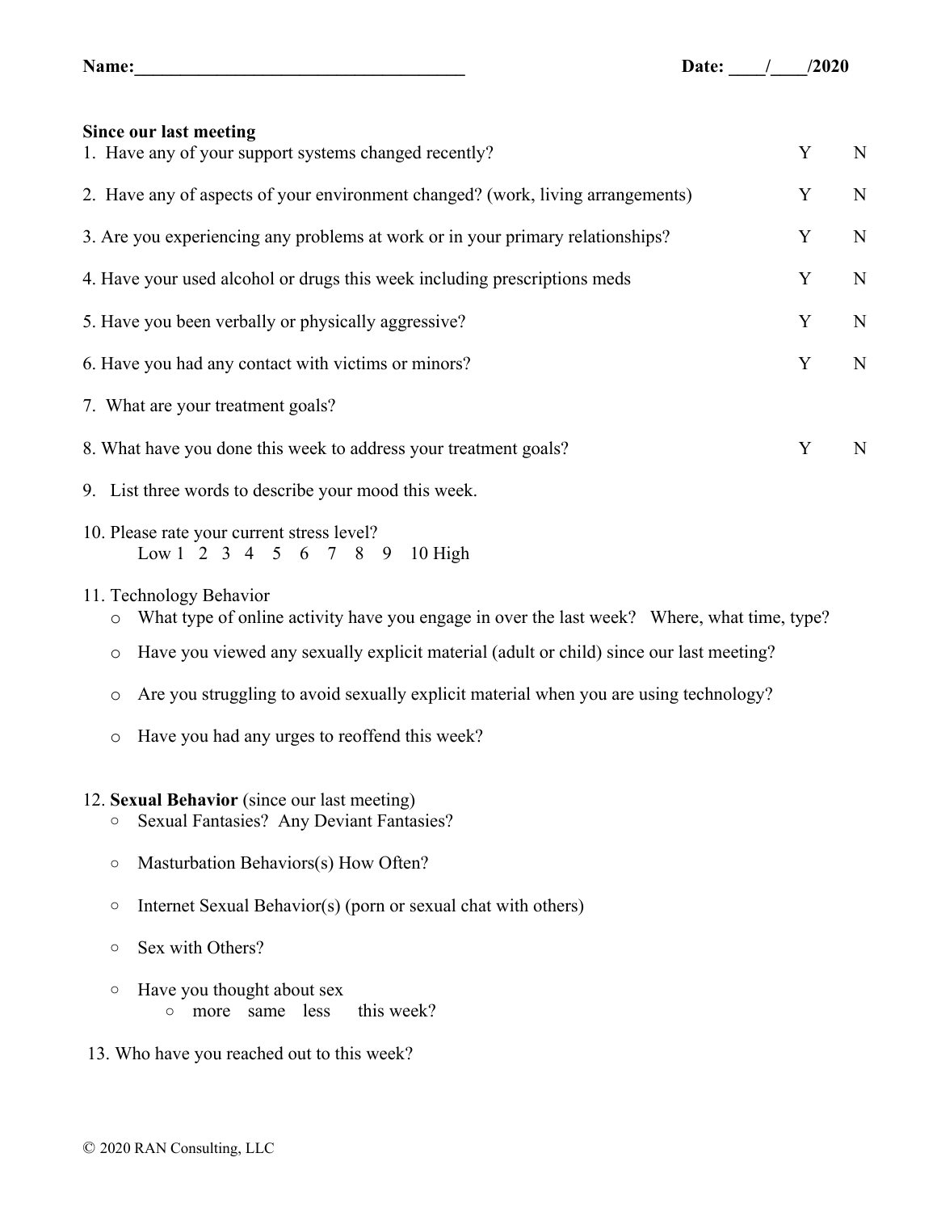**Name:**\_\_\_\_\_\_\_\_\_\_\_\_\_\_\_\_\_\_\_\_\_\_\_\_\_\_\_\_\_\_\_\_\_\_\_\_ **Date: \_\_\_\_/\_\_\_\_/2020**

**Since our last meeting**

1. Have any of your support systems changed recently? Y N

2. Have any of aspects of your environment changed? (work, living arrangements) Y N

3. Are you experiencing any problems at work or in your primary relationships? Y N

4. Have your used alcohol or drugs this week including prescriptions meds Y N

5. Have you been verbally or physically aggressive? Y N

6. Have you had any contact with victims or minors? Y N

7. What are your treatment goals?

8. What have you done this week to address your treatment goals? Y N

9. List three words to describe your mood this week.

10. Please rate your current stress level?
    Low 1 2 3 4 5 6 7 8 9 10 High

11. Technology Behavior
    - What type of online activity have you engage in over the last week? Where, what time, type?
    - Have you viewed any sexually explicit material (adult or child) since our last meeting?
    - Are you struggling to avoid sexually explicit material when you are using technology?
    - Have you had any urges to reoffend this week?

12. **Sexual Behavior** (since our last meeting)
    - Sexual Fantasies? Any Deviant Fantasies?
    - Masturbation Behaviors(s) How Often?
    - Internet Sexual Behavior(s) (porn or sexual chat with others)
    - Sex with Others?
    - Have you thought about sex
        - more same less this week?

13. Who have you reached out to this week?

© 2020 RAN Consulting, LLC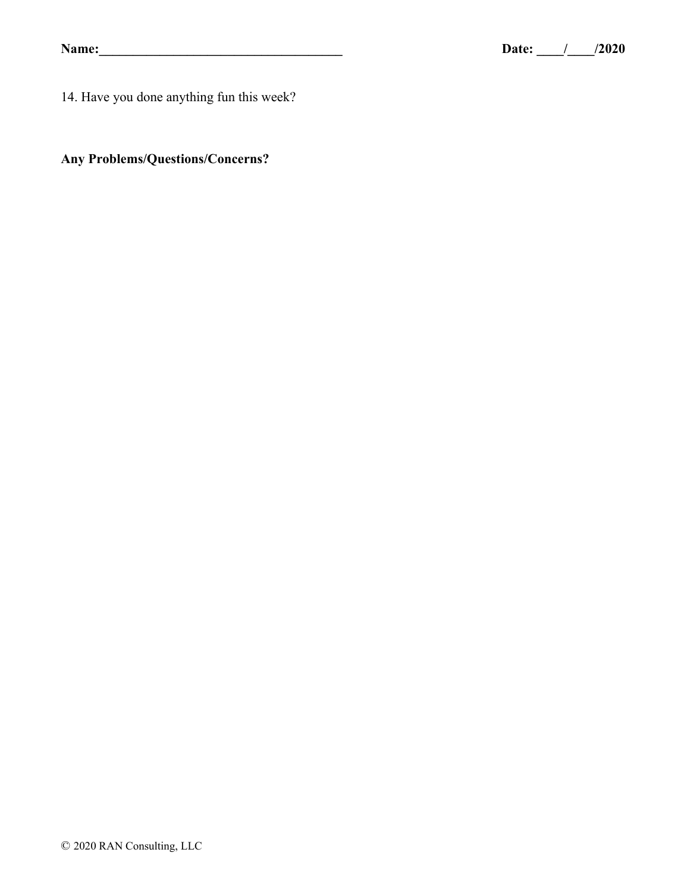**Name:____________________________________** **Date: ____/____/2020**

14. Have you done anything fun this week?

**Any Problems/Questions/Concerns?**

© 2020 RAN Consulting, LLC